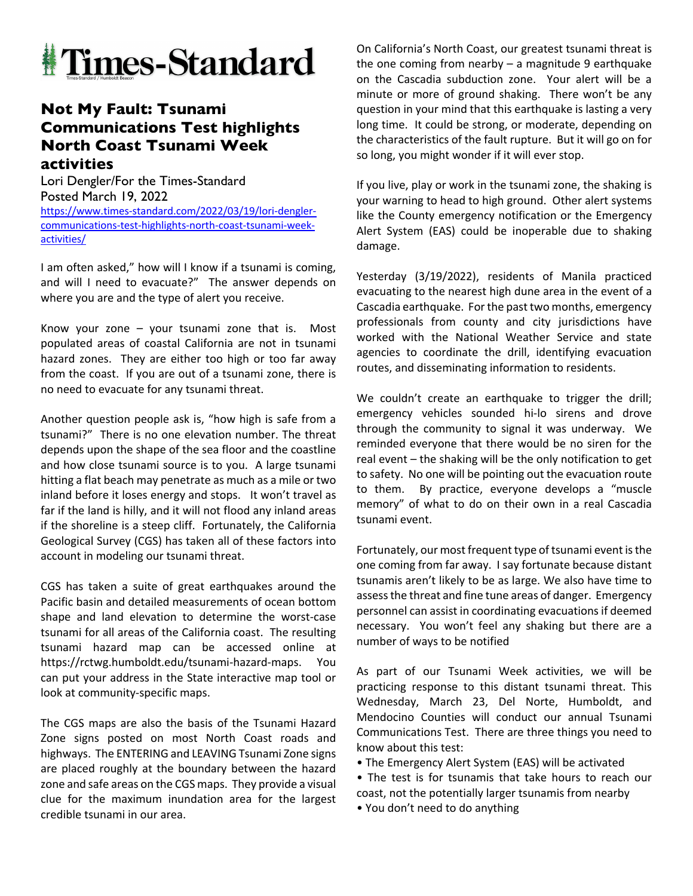# Times-Standard

## Not My Fault: Tsunami Communications Test highlights North Coast Tsunami Week activities

Lori Dengler/For the Times-Standard
Posted March 19, 2022
https://www.times-standard.com/2022/03/19/lori-dengler-communications-test-highlights-north-coast-tsunami-week-activities/

I am often asked," how will I know if a tsunami is coming, and will I need to evacuate?" The answer depends on where you are and the type of alert you receive.

Know your zone – your tsunami zone that is. Most populated areas of coastal California are not in tsunami hazard zones. They are either too high or too far away from the coast. If you are out of a tsunami zone, there is no need to evacuate for any tsunami threat.

Another question people ask is, "how high is safe from a tsunami?" There is no one elevation number. The threat depends upon the shape of the sea floor and the coastline and how close tsunami source is to you. A large tsunami hitting a flat beach may penetrate as much as a mile or two inland before it loses energy and stops. It won't travel as far if the land is hilly, and it will not flood any inland areas if the shoreline is a steep cliff. Fortunately, the California Geological Survey (CGS) has taken all of these factors into account in modeling our tsunami threat.

CGS has taken a suite of great earthquakes around the Pacific basin and detailed measurements of ocean bottom shape and land elevation to determine the worst-case tsunami for all areas of the California coast. The resulting tsunami hazard map can be accessed online at https://rctwg.humboldt.edu/tsunami-hazard-maps. You can put your address in the State interactive map tool or look at community-specific maps.

The CGS maps are also the basis of the Tsunami Hazard Zone signs posted on most North Coast roads and highways. The ENTERING and LEAVING Tsunami Zone signs are placed roughly at the boundary between the hazard zone and safe areas on the CGS maps. They provide a visual clue for the maximum inundation area for the largest credible tsunami in our area.

On California's North Coast, our greatest tsunami threat is the one coming from nearby – a magnitude 9 earthquake on the Cascadia subduction zone. Your alert will be a minute or more of ground shaking. There won't be any question in your mind that this earthquake is lasting a very long time. It could be strong, or moderate, depending on the characteristics of the fault rupture. But it will go on for so long, you might wonder if it will ever stop.

If you live, play or work in the tsunami zone, the shaking is your warning to head to high ground. Other alert systems like the County emergency notification or the Emergency Alert System (EAS) could be inoperable due to shaking damage.

Yesterday (3/19/2022), residents of Manila practiced evacuating to the nearest high dune area in the event of a Cascadia earthquake. For the past two months, emergency professionals from county and city jurisdictions have worked with the National Weather Service and state agencies to coordinate the drill, identifying evacuation routes, and disseminating information to residents.

We couldn't create an earthquake to trigger the drill; emergency vehicles sounded hi-lo sirens and drove through the community to signal it was underway. We reminded everyone that there would be no siren for the real event – the shaking will be the only notification to get to safety. No one will be pointing out the evacuation route to them. By practice, everyone develops a "muscle memory" of what to do on their own in a real Cascadia tsunami event.

Fortunately, our most frequent type of tsunami event is the one coming from far away. I say fortunate because distant tsunamis aren't likely to be as large. We also have time to assess the threat and fine tune areas of danger. Emergency personnel can assist in coordinating evacuations if deemed necessary. You won't feel any shaking but there are a number of ways to be notified

As part of our Tsunami Week activities, we will be practicing response to this distant tsunami threat. This Wednesday, March 23, Del Norte, Humboldt, and Mendocino Counties will conduct our annual Tsunami Communications Test. There are three things you need to know about this test:

- The Emergency Alert System (EAS) will be activated
- The test is for tsunamis that take hours to reach our coast, not the potentially larger tsunamis from nearby
- You don't need to do anything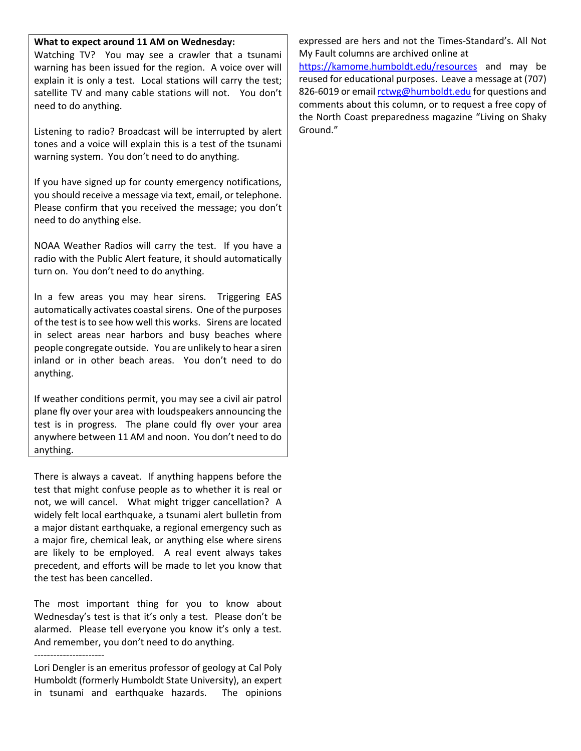**What to expect around 11 AM on Wednesday:**

Watching TV? You may see a crawler that a tsunami warning has been issued for the region. A voice over will explain it is only a test. Local stations will carry the test; satellite TV and many cable stations will not. You don't need to do anything.

Listening to radio? Broadcast will be interrupted by alert tones and a voice will explain this is a test of the tsunami warning system. You don't need to do anything.

If you have signed up for county emergency notifications, you should receive a message via text, email, or telephone. Please confirm that you received the message; you don't need to do anything else.

NOAA Weather Radios will carry the test. If you have a radio with the Public Alert feature, it should automatically turn on. You don't need to do anything.

In a few areas you may hear sirens. Triggering EAS automatically activates coastal sirens. One of the purposes of the test is to see how well this works. Sirens are located in select areas near harbors and busy beaches where people congregate outside. You are unlikely to hear a siren inland or in other beach areas. You don't need to do anything.

If weather conditions permit, you may see a civil air patrol plane fly over your area with loudspeakers announcing the test is in progress. The plane could fly over your area anywhere between 11 AM and noon. You don't need to do anything.

There is always a caveat. If anything happens before the test that might confuse people as to whether it is real or not, we will cancel. What might trigger cancellation? A widely felt local earthquake, a tsunami alert bulletin from a major distant earthquake, a regional emergency such as a major fire, chemical leak, or anything else where sirens are likely to be employed. A real event always takes precedent, and efforts will be made to let you know that the test has been cancelled.

The most important thing for you to know about Wednesday's test is that it's only a test. Please don't be alarmed. Please tell everyone you know it's only a test. And remember, you don't need to do anything.

----------------------

Lori Dengler is an emeritus professor of geology at Cal Poly Humboldt (formerly Humboldt State University), an expert in tsunami and earthquake hazards. The opinions expressed are hers and not the Times-Standard's. All Not My Fault columns are archived online at https://kamome.humboldt.edu/resources and may be reused for educational purposes. Leave a message at (707) 826-6019 or email rctwg@humboldt.edu for questions and comments about this column, or to request a free copy of the North Coast preparedness magazine "Living on Shaky Ground."